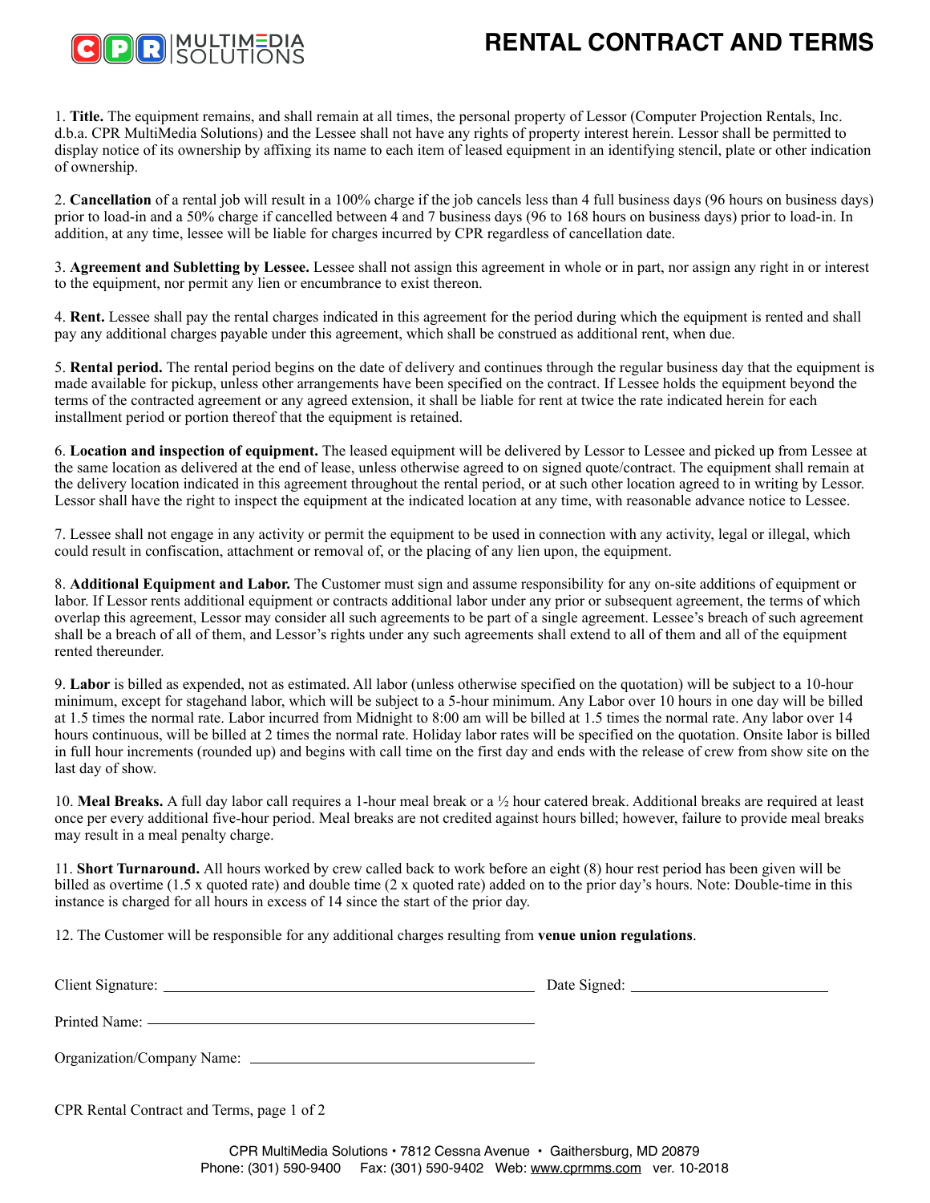# RENTAL CONTRACT AND TERMS

1. **Title.** The equipment remains, and shall remain at all times, the personal property of Lessor (Computer Projection Rentals, Inc. d.b.a. CPR MultiMedia Solutions) and the Lessee shall not have any rights of property interest herein. Lessor shall be permitted to display notice of its ownership by affixing its name to each item of leased equipment in an identifying stencil, plate or other indication of ownership.

2. **Cancellation** of a rental job will result in a 100% charge if the job cancels less than 4 full business days (96 hours on business days) prior to load-in and a 50% charge if cancelled between 4 and 7 business days (96 to 168 hours on business days) prior to load-in. In addition, at any time, lessee will be liable for charges incurred by CPR regardless of cancellation date.

3. **Agreement and Subletting by Lessee.** Lessee shall not assign this agreement in whole or in part, nor assign any right in or interest to the equipment, nor permit any lien or encumbrance to exist thereon.

4. **Rent.** Lessee shall pay the rental charges indicated in this agreement for the period during which the equipment is rented and shall pay any additional charges payable under this agreement, which shall be construed as additional rent, when due.

5. **Rental period.** The rental period begins on the date of delivery and continues through the regular business day that the equipment is made available for pickup, unless other arrangements have been specified on the contract. If Lessee holds the equipment beyond the terms of the contracted agreement or any agreed extension, it shall be liable for rent at twice the rate indicated herein for each installment period or portion thereof that the equipment is retained.

6. **Location and inspection of equipment.** The leased equipment will be delivered by Lessor to Lessee and picked up from Lessee at the same location as delivered at the end of lease, unless otherwise agreed to on signed quote/contract. The equipment shall remain at the delivery location indicated in this agreement throughout the rental period, or at such other location agreed to in writing by Lessor. Lessor shall have the right to inspect the equipment at the indicated location at any time, with reasonable advance notice to Lessee.

7. Lessee shall not engage in any activity or permit the equipment to be used in connection with any activity, legal or illegal, which could result in confiscation, attachment or removal of, or the placing of any lien upon, the equipment.

8. **Additional Equipment and Labor.** The Customer must sign and assume responsibility for any on-site additions of equipment or labor. If Lessor rents additional equipment or contracts additional labor under any prior or subsequent agreement, the terms of which overlap this agreement, Lessor may consider all such agreements to be part of a single agreement. Lessee's breach of such agreement shall be a breach of all of them, and Lessor's rights under any such agreements shall extend to all of them and all of the equipment rented thereunder.

9. **Labor** is billed as expended, not as estimated. All labor (unless otherwise specified on the quotation) will be subject to a 10-hour minimum, except for stagehand labor, which will be subject to a 5-hour minimum. Any Labor over 10 hours in one day will be billed at 1.5 times the normal rate. Labor incurred from Midnight to 8:00 am will be billed at 1.5 times the normal rate. Any labor over 14 hours continuous, will be billed at 2 times the normal rate. Holiday labor rates will be specified on the quotation. Onsite labor is billed in full hour increments (rounded up) and begins with call time on the first day and ends with the release of crew from show site on the last day of show.

10. **Meal Breaks.** A full day labor call requires a 1-hour meal break or a ½ hour catered break. Additional breaks are required at least once per every additional five-hour period. Meal breaks are not credited against hours billed; however, failure to provide meal breaks may result in a meal penalty charge.

11. **Short Turnaround.** All hours worked by crew called back to work before an eight (8) hour rest period has been given will be billed as overtime (1.5 x quoted rate) and double time (2 x quoted rate) added on to the prior day's hours. Note: Double-time in this instance is charged for all hours in excess of 14 since the start of the prior day.

12. The Customer will be responsible for any additional charges resulting from **venue union regulations**.

Client Signature: ______________________________ Date Signed: ______________________

Printed Name: ______________________________

Organization/Company Name: ______________________________

CPR Rental Contract and Terms, page 1 of 2

CPR MultiMedia Solutions • 7812 Cessna Avenue • Gaithersburg, MD 20879
Phone: (301) 590-9400 Fax: (301) 590-9402 Web: www.cprmms.com ver. 10-2018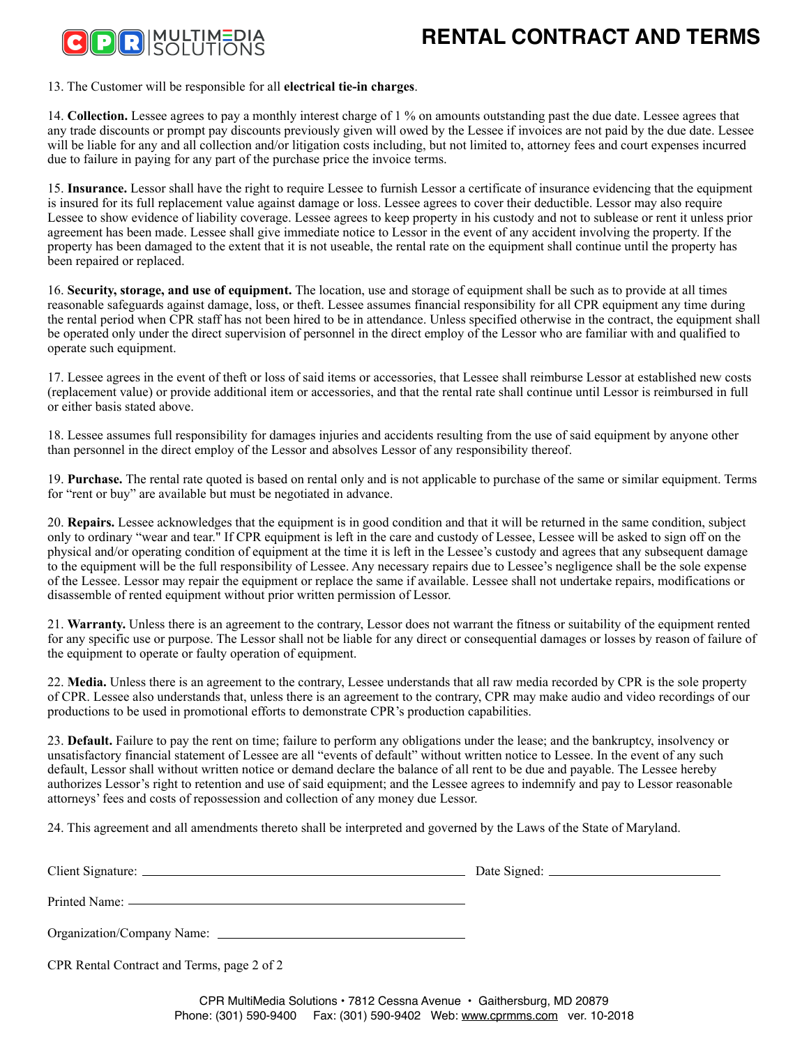# RENTAL CONTRACT AND TERMS

13. The Customer will be responsible for all **electrical tie-in charges**.

14. **Collection.** Lessee agrees to pay a monthly interest charge of 1 % on amounts outstanding past the due date. Lessee agrees that any trade discounts or prompt pay discounts previously given will owed by the Lessee if invoices are not paid by the due date. Lessee will be liable for any and all collection and/or litigation costs including, but not limited to, attorney fees and court expenses incurred due to failure in paying for any part of the purchase price the invoice terms.

15. **Insurance.** Lessor shall have the right to require Lessee to furnish Lessor a certificate of insurance evidencing that the equipment is insured for its full replacement value against damage or loss. Lessee agrees to cover their deductible. Lessor may also require Lessee to show evidence of liability coverage. Lessee agrees to keep property in his custody and not to sublease or rent it unless prior agreement has been made. Lessee shall give immediate notice to Lessor in the event of any accident involving the property. If the property has been damaged to the extent that it is not useable, the rental rate on the equipment shall continue until the property has been repaired or replaced.

16. **Security, storage, and use of equipment.** The location, use and storage of equipment shall be such as to provide at all times reasonable safeguards against damage, loss, or theft. Lessee assumes financial responsibility for all CPR equipment any time during the rental period when CPR staff has not been hired to be in attendance. Unless specified otherwise in the contract, the equipment shall be operated only under the direct supervision of personnel in the direct employ of the Lessor who are familiar with and qualified to operate such equipment.

17. Lessee agrees in the event of theft or loss of said items or accessories, that Lessee shall reimburse Lessor at established new costs (replacement value) or provide additional item or accessories, and that the rental rate shall continue until Lessor is reimbursed in full or either basis stated above.

18. Lessee assumes full responsibility for damages injuries and accidents resulting from the use of said equipment by anyone other than personnel in the direct employ of the Lessor and absolves Lessor of any responsibility thereof.

19. **Purchase.** The rental rate quoted is based on rental only and is not applicable to purchase of the same or similar equipment. Terms for "rent or buy" are available but must be negotiated in advance.

20. **Repairs.** Lessee acknowledges that the equipment is in good condition and that it will be returned in the same condition, subject only to ordinary "wear and tear." If CPR equipment is left in the care and custody of Lessee, Lessee will be asked to sign off on the physical and/or operating condition of equipment at the time it is left in the Lessee's custody and agrees that any subsequent damage to the equipment will be the full responsibility of Lessee. Any necessary repairs due to Lessee's negligence shall be the sole expense of the Lessee. Lessor may repair the equipment or replace the same if available. Lessee shall not undertake repairs, modifications or disassemble of rented equipment without prior written permission of Lessor.

21. **Warranty.** Unless there is an agreement to the contrary, Lessor does not warrant the fitness or suitability of the equipment rented for any specific use or purpose. The Lessor shall not be liable for any direct or consequential damages or losses by reason of failure of the equipment to operate or faulty operation of equipment.

22. **Media.** Unless there is an agreement to the contrary, Lessee understands that all raw media recorded by CPR is the sole property of CPR. Lessee also understands that, unless there is an agreement to the contrary, CPR may make audio and video recordings of our productions to be used in promotional efforts to demonstrate CPR's production capabilities.

23. **Default.** Failure to pay the rent on time; failure to perform any obligations under the lease; and the bankruptcy, insolvency or unsatisfactory financial statement of Lessee are all "events of default" without written notice to Lessee. In the event of any such default, Lessor shall without written notice or demand declare the balance of all rent to be due and payable. The Lessee hereby authorizes Lessor's right to retention and use of said equipment; and the Lessee agrees to indemnify and pay to Lessor reasonable attorneys' fees and costs of repossession and collection of any money due Lessor.

24. This agreement and all amendments thereto shall be interpreted and governed by the Laws of the State of Maryland.

Client Signature: ______________________________ Date Signed: ____________________

Printed Name: ______________________________

Organization/Company Name: ______________________________

CPR Rental Contract and Terms, page 2 of 2

CPR MultiMedia Solutions • 7812 Cessna Avenue • Gaithersburg, MD 20879
Phone: (301) 590-9400 Fax: (301) 590-9402 Web: www.cprmms.com ver. 10-2018